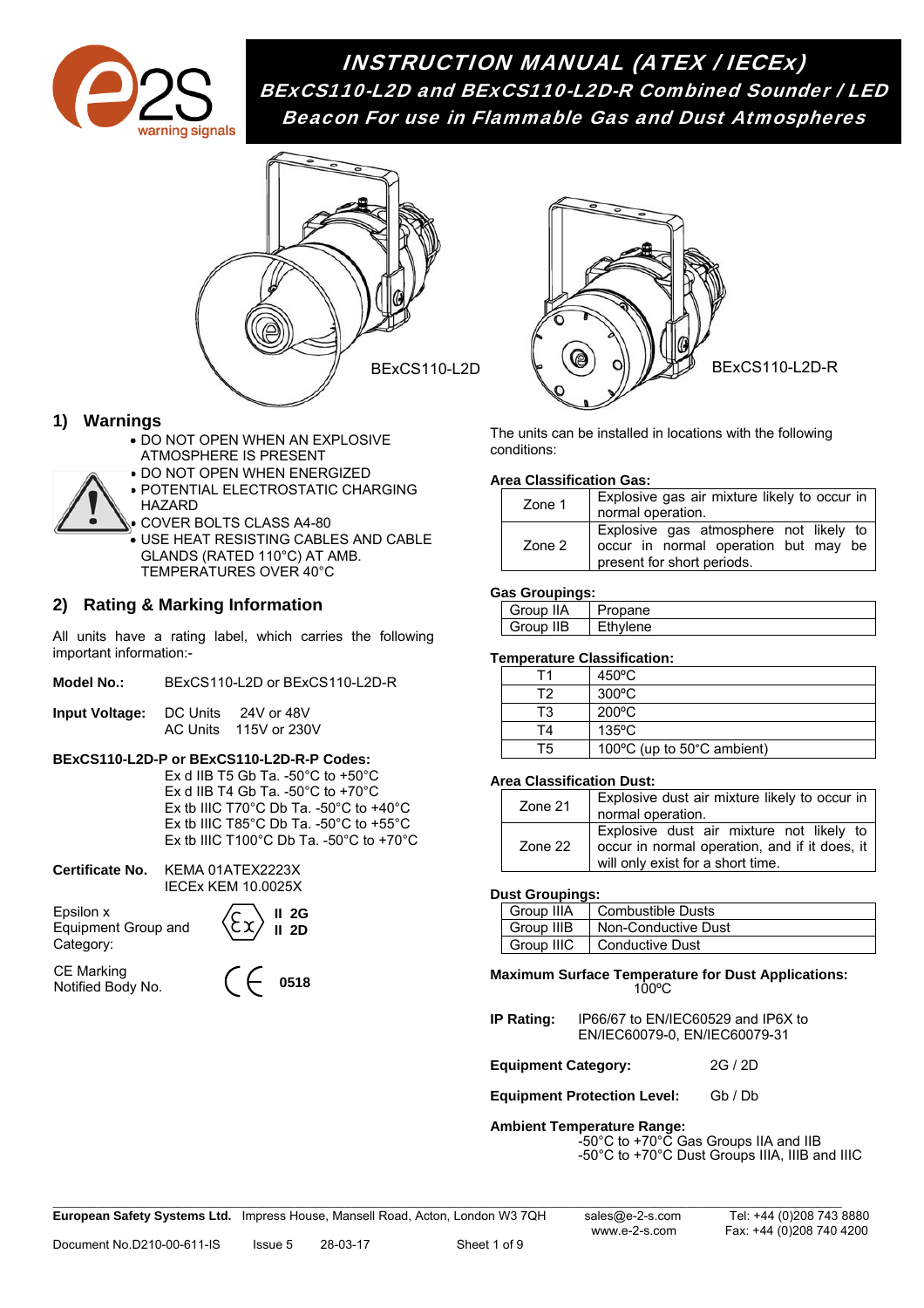# INSTRUCTION MANUAL (ATEX / IECEx)

## BExCS110-L2D and BExCS110-L2D-R Combined Sounder / LED Beacon For use in Flammable Gas and Dust Atmospheres

BExCS110-L2D

BExCS110-L2D-R

## 1) Warnings

- DO NOT OPEN WHEN AN EXPLOSIVE ATMOSPHERE IS PRESENT
- DO NOT OPEN WHEN ENERGIZED
- POTENTIAL ELECTROSTATIC CHARGING HAZARD
- COVER BOLTS CLASS A4-80
- USE HEAT RESISTING CABLES AND CABLE GLANDS (RATED 110°C) AT AMB. TEMPERATURES OVER 40°C

## 2) Rating & Marking Information

All units have a rating label, which carries the following important information:-

**Model No.:** BExCS110-L2D or BExCS110-L2D-R

**Input Voltage:** DC Units 24V or 48V
AC Units 115V or 230V

**BExCS110-L2D-P or BExCS110-L2D-R-P Codes:**

Ex d IIB T5 Gb Ta. -50°C to +50°C
Ex d IIB T4 Gb Ta. -50°C to +70°C
Ex tb IIIC T70°C Db Ta. -50°C to +40°C
Ex tb IIIC T85°C Db Ta. -50°C to +55°C
Ex tb IIIC T100°C Db Ta. -50°C to +70°C

**Certificate No.** KEMA 01ATEX2223X
IECEx KEM 10.0025X

Epsilon x Equipment Group and Category: II 2G / II 2D

CE Marking Notified Body No. 0518

The units can be installed in locations with the following conditions:

**Area Classification Gas:**

| | |
|---|---|
| Zone 1 | Explosive gas air mixture likely to occur in normal operation. |
| Zone 2 | Explosive gas atmosphere not likely to occur in normal operation but may be present for short periods. |

**Gas Groupings:**

| | |
|---|---|
| Group IIA | Propane |
| Group IIB | Ethylene |

**Temperature Classification:**

| | |
|---|---|
| T1 | 450ºC |
| T2 | 300ºC |
| T3 | 200ºC |
| T4 | 135ºC |
| T5 | 100ºC (up to 50°C ambient) |

**Area Classification Dust:**

| | |
|---|---|
| Zone 21 | Explosive dust air mixture likely to occur in normal operation. |
| Zone 22 | Explosive dust air mixture not likely to occur in normal operation, and if it does, it will only exist for a short time. |

**Dust Groupings:**

| | |
|---|---|
| Group IIIA | Combustible Dusts |
| Group IIIB | Non-Conductive Dust |
| Group IIIC | Conductive Dust |

**Maximum Surface Temperature for Dust Applications:** 100ºC

**IP Rating:** IP66/67 to EN/IEC60529 and IP6X to EN/IEC60079-0, EN/IEC60079-31

**Equipment Category:** 2G / 2D

**Equipment Protection Level:** Gb / Db

**Ambient Temperature Range:**
-50°C to +70°C Gas Groups IIA and IIB
-50°C to +70°C Dust Groups IIIA, IIIB and IIIC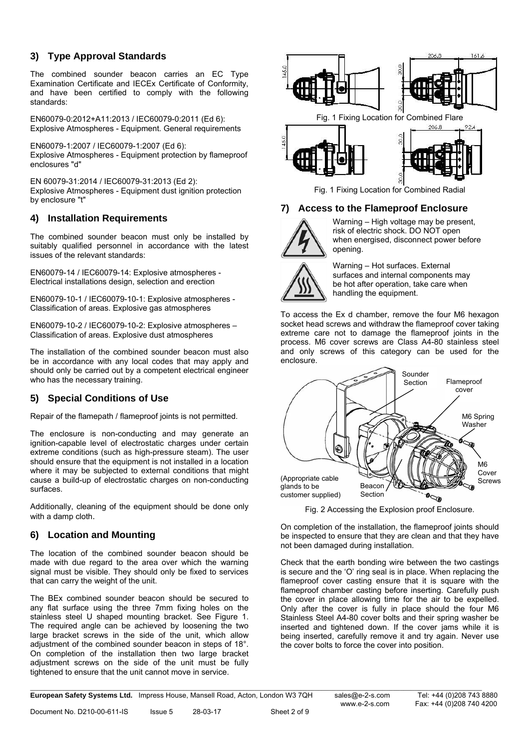## 3) Type Approval Standards

The combined sounder beacon carries an EC Type Examination Certificate and IECEx Certificate of Conformity, and have been certified to comply with the following standards:

EN60079-0:2012+A11:2013 / IEC60079-0:2011 (Ed 6):
Explosive Atmospheres - Equipment. General requirements

EN60079-1:2007 / IEC60079-1:2007 (Ed 6):
Explosive Atmospheres - Equipment protection by flameproof enclosures "d"

EN 60079-31:2014 / IEC60079-31:2013 (Ed 2):
Explosive Atmospheres - Equipment dust ignition protection by enclosure "t"

## 4) Installation Requirements

The combined sounder beacon must only be installed by suitably qualified personnel in accordance with the latest issues of the relevant standards:

EN60079-14 / IEC60079-14: Explosive atmospheres - Electrical installations design, selection and erection

EN60079-10-1 / IEC60079-10-1: Explosive atmospheres - Classification of areas. Explosive gas atmospheres

EN60079-10-2 / IEC60079-10-2: Explosive atmospheres – Classification of areas. Explosive dust atmospheres

The installation of the combined sounder beacon must also be in accordance with any local codes that may apply and should only be carried out by a competent electrical engineer who has the necessary training.

## 5) Special Conditions of Use

Repair of the flamepath / flameproof joints is not permitted.

The enclosure is non-conducting and may generate an ignition-capable level of electrostatic charges under certain extreme conditions (such as high-pressure steam). The user should ensure that the equipment is not installed in a location where it may be subjected to external conditions that might cause a build-up of electrostatic charges on non-conducting surfaces.

Additionally, cleaning of the equipment should be done only with a damp cloth.

## 6) Location and Mounting

The location of the combined sounder beacon should be made with due regard to the area over which the warning signal must be visible. They should only be fixed to services that can carry the weight of the unit.

The BEx combined sounder beacon should be secured to any flat surface using the three 7mm fixing holes on the stainless steel U shaped mounting bracket. See Figure 1. The required angle can be achieved by loosening the two large bracket screws in the side of the unit, which allow adjustment of the combined sounder beacon in steps of 18°. On completion of the installation then two large bracket adjustment screws on the side of the unit must be fully tightened to ensure that the unit cannot move in service.

Fig. 1 Fixing Location for Combined Flare

Fig. 1 Fixing Location for Combined Radial

## 7) Access to the Flameproof Enclosure

Warning – High voltage may be present, risk of electric shock. DO NOT open when energised, disconnect power before opening.

Warning – Hot surfaces. External surfaces and internal components may be hot after operation, take care when handling the equipment.

To access the Ex d chamber, remove the four M6 hexagon socket head screws and withdraw the flameproof cover taking extreme care not to damage the flameproof joints in the process. M6 cover screws are Class A4-80 stainless steel and only screws of this category can be used for the enclosure.

Fig. 2 Accessing the Explosion proof Enclosure.

On completion of the installation, the flameproof joints should be inspected to ensure that they are clean and that they have not been damaged during installation.

Check that the earth bonding wire between the two castings is secure and the 'O' ring seal is in place. When replacing the flameproof cover casting ensure that it is square with the flameproof chamber casting before inserting. Carefully push the cover in place allowing time for the air to be expelled. Only after the cover is fully in place should the four M6 Stainless Steel A4-80 cover bolts and their spring washer be inserted and tightened down. If the cover jams while it is being inserted, carefully remove it and try again. Never use the cover bolts to force the cover into position.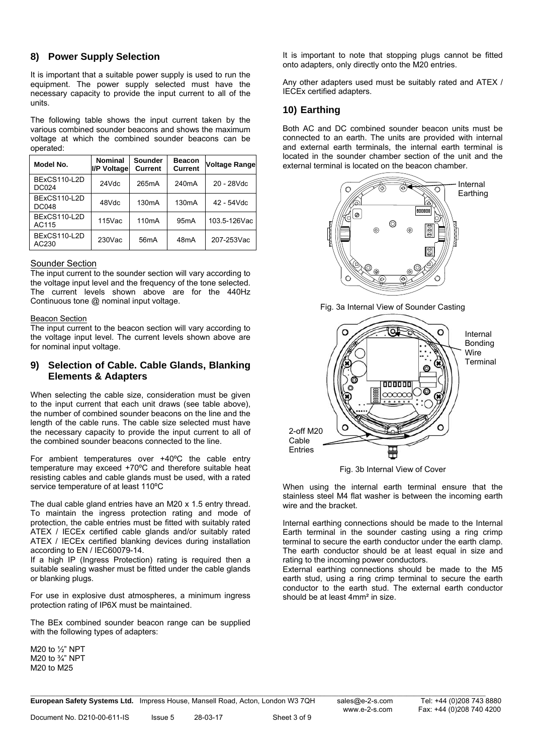## 8) Power Supply Selection

It is important that a suitable power supply is used to run the equipment. The power supply selected must have the necessary capacity to provide the input current to all of the units.

The following table shows the input current taken by the various combined sounder beacons and shows the maximum voltage at which the combined sounder beacons can be operated:

| Model No. | Nominal I/P Voltage | Sounder Current | Beacon Current | Voltage Range |
|---|---|---|---|---|
| BExCS110-L2D DC024 | 24Vdc | 265mA | 240mA | 20 - 28Vdc |
| BExCS110-L2D DC048 | 48Vdc | 130mA | 130mA | 42 - 54Vdc |
| BExCS110-L2D AC115 | 115Vac | 110mA | 95mA | 103.5-126Vac |
| BExCS110-L2D AC230 | 230Vac | 56mA | 48mA | 207-253Vac |

Sounder Section

The input current to the sounder section will vary according to the voltage input level and the frequency of the tone selected. The current levels shown above are for the 440Hz Continuous tone @ nominal input voltage.

Beacon Section

The input current to the beacon section will vary according to the voltage input level. The current levels shown above are for nominal input voltage.

## 9) Selection of Cable. Cable Glands, Blanking Elements & Adapters

When selecting the cable size, consideration must be given to the input current that each unit draws (see table above), the number of combined sounder beacons on the line and the length of the cable runs. The cable size selected must have the necessary capacity to provide the input current to all of the combined sounder beacons connected to the line.

For ambient temperatures over +40ºC the cable entry temperature may exceed +70ºC and therefore suitable heat resisting cables and cable glands must be used, with a rated service temperature of at least 110ºC

The dual cable gland entries have an M20 x 1.5 entry thread. To maintain the ingress protection rating and mode of protection, the cable entries must be fitted with suitably rated ATEX / IECEx certified cable glands and/or suitably rated ATEX / IECEx certified blanking devices during installation according to EN / IEC60079-14.

If a high IP (Ingress Protection) rating is required then a suitable sealing washer must be fitted under the cable glands or blanking plugs.

For use in explosive dust atmospheres, a minimum ingress protection rating of IP6X must be maintained.

The BEx combined sounder beacon range can be supplied with the following types of adapters:

M20 to ½" NPT
M20 to ¾" NPT
M20 to M25

It is important to note that stopping plugs cannot be fitted onto adapters, only directly onto the M20 entries.

Any other adapters used must be suitably rated and ATEX / IECEx certified adapters.

## 10) Earthing

Both AC and DC combined sounder beacon units must be connected to an earth. The units are provided with internal and external earth terminals, the internal earth terminal is located in the sounder chamber section of the unit and the external terminal is located on the beacon chamber.

Internal Earthing

Fig. 3a Internal View of Sounder Casting

Internal Bonding Wire Terminal

2-off M20 Cable Entries

Fig. 3b Internal View of Cover

When using the internal earth terminal ensure that the stainless steel M4 flat washer is between the incoming earth wire and the bracket.

Internal earthing connections should be made to the Internal Earth terminal in the sounder casting using a ring crimp terminal to secure the earth conductor under the earth clamp. The earth conductor should be at least equal in size and rating to the incoming power conductors.

External earthing connections should be made to the M5 earth stud, using a ring crimp terminal to secure the earth conductor to the earth stud. The external earth conductor should be at least 4mm² in size.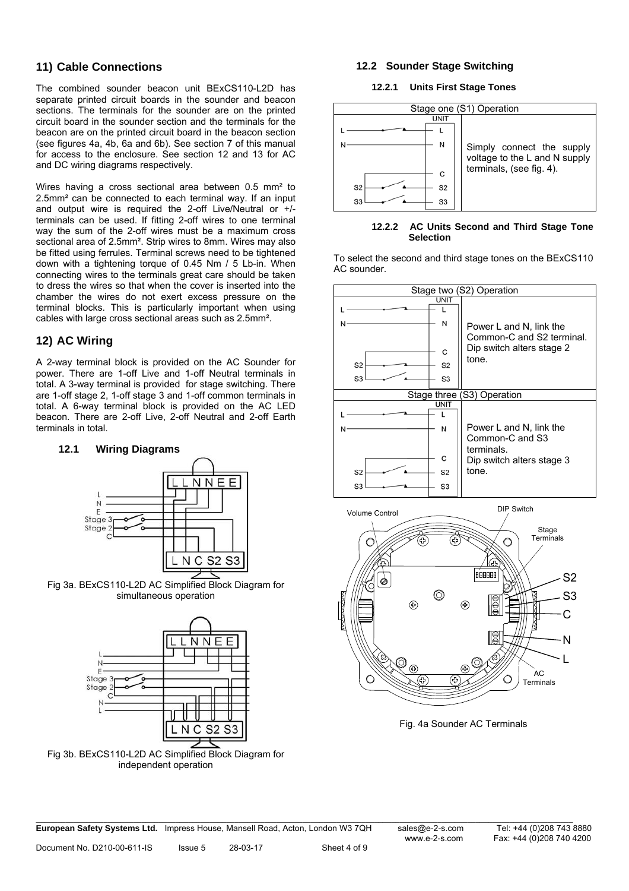## 11) Cable Connections

The combined sounder beacon unit BExCS110-L2D has separate printed circuit boards in the sounder and beacon sections. The terminals for the sounder are on the printed circuit board in the sounder section and the terminals for the beacon are on the printed circuit board in the beacon section (see figures 4a, 4b, 6a and 6b). See section 7 of this manual for access to the enclosure. See section 12 and 13 for AC and DC wiring diagrams respectively.

Wires having a cross sectional area between 0.5 mm² to 2.5mm² can be connected to each terminal way. If an input and output wire is required the 2-off Live/Neutral or +/- terminals can be used. If fitting 2-off wires to one terminal way the sum of the 2-off wires must be a maximum cross sectional area of 2.5mm². Strip wires to 8mm. Wires may also be fitted using ferrules. Terminal screws need to be tightened down with a tightening torque of 0.45 Nm / 5 Lb-in. When connecting wires to the terminals great care should be taken to dress the wires so that when the cover is inserted into the chamber the wires do not exert excess pressure on the terminal blocks. This is particularly important when using cables with large cross sectional areas such as 2.5mm².

## 12) AC Wiring

A 2-way terminal block is provided on the AC Sounder for power. There are 1-off Live and 1-off Neutral terminals in total. A 3-way terminal is provided for stage switching. There are 1-off stage 2, 1-off stage 3 and 1-off common terminals in total. A 6-way terminal block is provided on the AC LED beacon. There are 2-off Live, 2-off Neutral and 2-off Earth terminals in total.

### 12.1 Wiring Diagrams

Fig 3a. BExCS110-L2D AC Simplified Block Diagram for simultaneous operation

Fig 3b. BExCS110-L2D AC Simplified Block Diagram for independent operation

### 12.2 Sounder Stage Switching

#### 12.2.1 Units First Stage Tones

| Stage one (S1) Operation | |
|---|---|
| | Simply connect the supply voltage to the L and N supply terminals, (see fig. 4). |

#### 12.2.2 AC Units Second and Third Stage Tone Selection

To select the second and third stage tones on the BExCS110 AC sounder.

| Stage two (S2) Operation | |
|---|---|
| | Power L and N, link the Common-C and S2 terminal. Dip switch alters stage 2 tone. |
| **Stage three (S3) Operation** | |
| | Power L and N, link the Common-C and S3 terminals. Dip switch alters stage 3 tone. |

Fig. 4a Sounder AC Terminals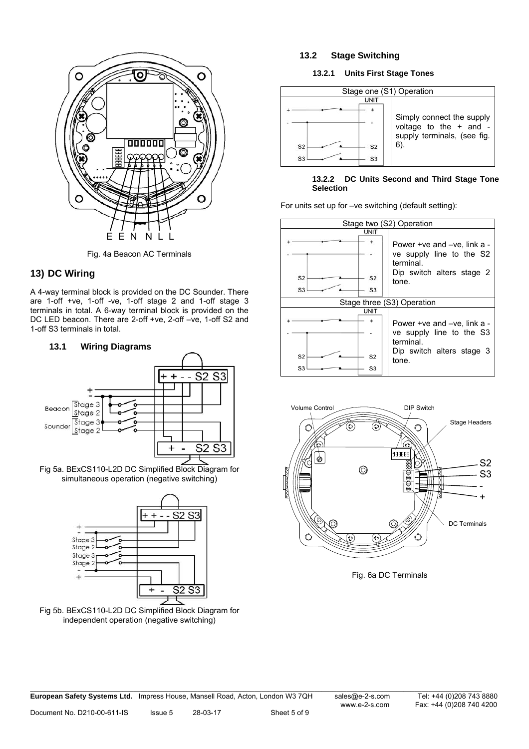Fig. 4a Beacon AC Terminals

## 13) DC Wiring

A 4-way terminal block is provided on the DC Sounder. There are 1-off +ve, 1-off -ve, 1-off stage 2 and 1-off stage 3 terminals in total. A 6-way terminal block is provided on the DC LED beacon. There are 2-off +ve, 2-off –ve, 1-off S2 and 1-off S3 terminals in total.

### 13.1 Wiring Diagrams

Fig 5a. BExCS110-L2D DC Simplified Block Diagram for simultaneous operation (negative switching)

Fig 5b. BExCS110-L2D DC Simplified Block Diagram for independent operation (negative switching)

### 13.2 Stage Switching

#### 13.2.1 Units First Stage Tones

| Stage one (S1) Operation | |
|---|---|
| | Simply connect the supply voltage to the + and - supply terminals, (see fig. 6). |

#### 13.2.2 DC Units Second and Third Stage Tone Selection

For units set up for –ve switching (default setting):

| Stage two (S2) Operation | |
|---|---|
| | Power +ve and –ve, link a -ve supply line to the S2 terminal.<br>Dip switch alters stage 2 tone. |
| **Stage three (S3) Operation** | |
| | Power +ve and –ve, link a -ve supply line to the S3 terminal.<br>Dip switch alters stage 3 tone. |

Fig. 6a DC Terminals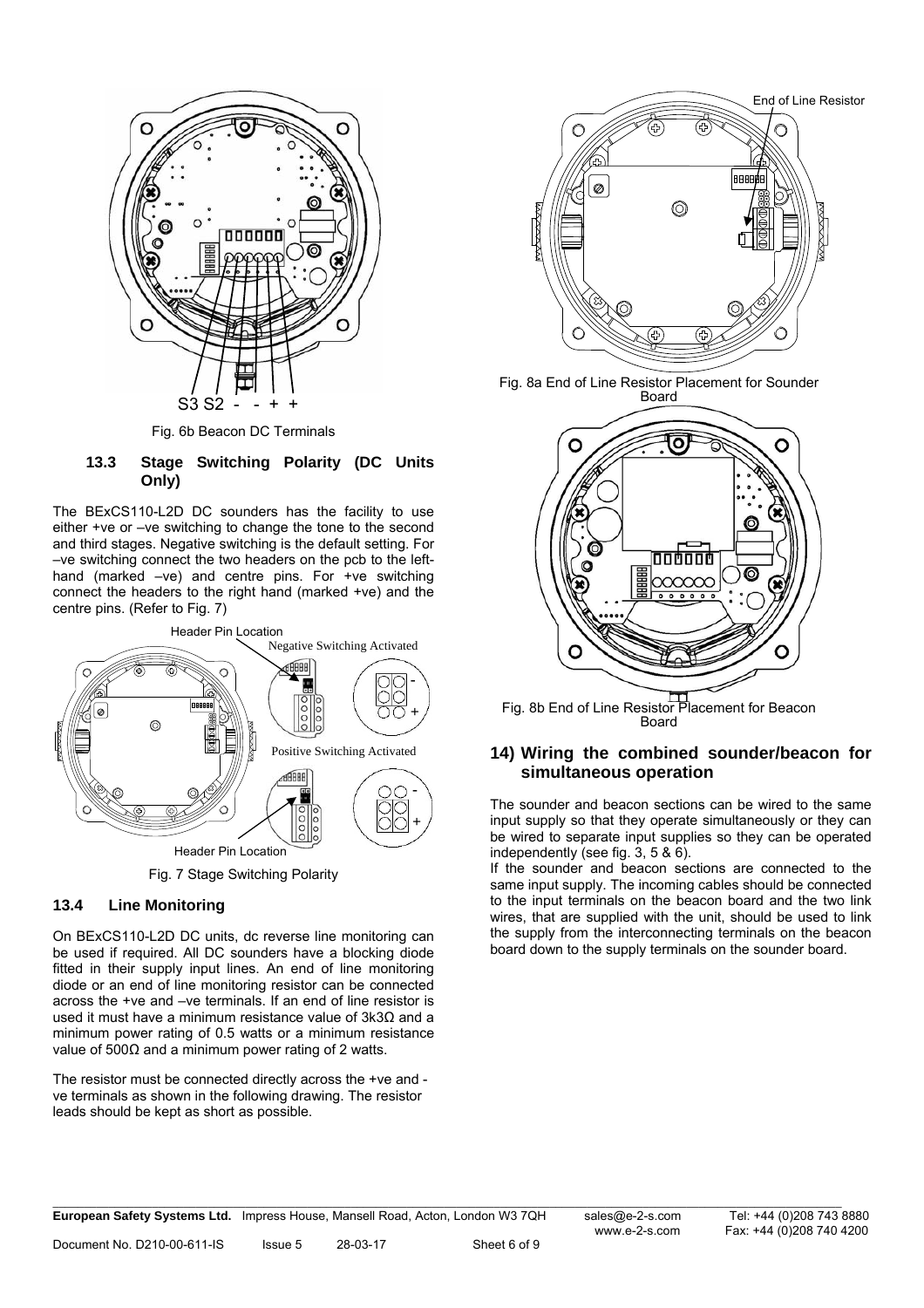S3 S2 - - + +

Fig. 6b Beacon DC Terminals

### 13.3 Stage Switching Polarity (DC Units Only)

The BExCS110-L2D DC sounders has the facility to use either +ve or –ve switching to change the tone to the second and third stages. Negative switching is the default setting. For –ve switching connect the two headers on the pcb to the left-hand (marked –ve) and centre pins. For +ve switching connect the headers to the right hand (marked +ve) and the centre pins. (Refer to Fig. 7)

Header Pin Location

Negative Switching Activated

Positive Switching Activated

Header Pin Location

Fig. 7 Stage Switching Polarity

### 13.4 Line Monitoring

On BExCS110-L2D DC units, dc reverse line monitoring can be used if required. All DC sounders have a blocking diode fitted in their supply input lines. An end of line monitoring diode or an end of line monitoring resistor can be connected across the +ve and –ve terminals. If an end of line resistor is used it must have a minimum resistance value of 3k3Ω and a minimum power rating of 0.5 watts or a minimum resistance value of 500Ω and a minimum power rating of 2 watts.

The resistor must be connected directly across the +ve and -ve terminals as shown in the following drawing. The resistor leads should be kept as short as possible.

End of Line Resistor

Fig. 8a End of Line Resistor Placement for Sounder Board

Fig. 8b End of Line Resistor Placement for Beacon Board

## 14) Wiring the combined sounder/beacon for simultaneous operation

The sounder and beacon sections can be wired to the same input supply so that they operate simultaneously or they can be wired to separate input supplies so they can be operated independently (see fig. 3, 5 & 6).

If the sounder and beacon sections are connected to the same input supply. The incoming cables should be connected to the input terminals on the beacon board and the two link wires, that are supplied with the unit, should be used to link the supply from the interconnecting terminals on the beacon board down to the supply terminals on the sounder board.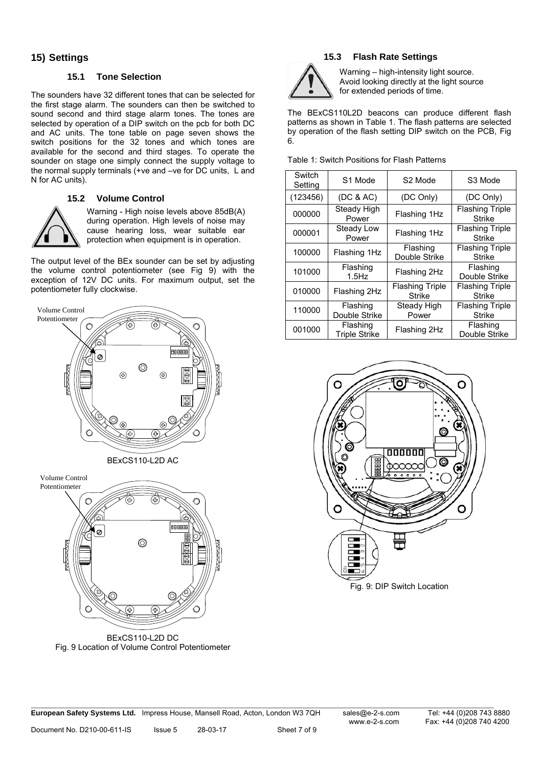## 15) Settings

### 15.1 Tone Selection

The sounders have 32 different tones that can be selected for the first stage alarm. The sounders can then be switched to sound second and third stage alarm tones. The tones are selected by operation of a DIP switch on the pcb for both DC and AC units. The tone table on page seven shows the switch positions for the 32 tones and which tones are available for the second and third stages. To operate the sounder on stage one simply connect the supply voltage to the normal supply terminals (+ve and –ve for DC units, L and N for AC units).

### 15.2 Volume Control

Warning - High noise levels above 85dB(A) during operation. High levels of noise may cause hearing loss, wear suitable ear protection when equipment is in operation.

The output level of the BEx sounder can be set by adjusting the volume control potentiometer (see Fig 9) with the exception of 12V DC units. For maximum output, set the potentiometer fully clockwise.

Volume Control Potentiometer

BExCS110-L2D AC

Volume Control Potentiometer

BExCS110-L2D DC

Fig. 9 Location of Volume Control Potentiometer

### 15.3 Flash Rate Settings

Warning – high-intensity light source. Avoid looking directly at the light source for extended periods of time.

The BExCS110L2D beacons can produce different flash patterns as shown in Table 1. The flash patterns are selected by operation of the flash setting DIP switch on the PCB, Fig 6.

Table 1: Switch Positions for Flash Patterns

| Switch Setting | S1 Mode | S2 Mode | S3 Mode |
|---|---|---|---|
| (123456) | (DC & AC) | (DC Only) | (DC Only) |
| 000000 | Steady High Power | Flashing 1Hz | Flashing Triple Strike |
| 000001 | Steady Low Power | Flashing 1Hz | Flashing Triple Strike |
| 100000 | Flashing 1Hz | Flashing Double Strike | Flashing Triple Strike |
| 101000 | Flashing 1.5Hz | Flashing 2Hz | Flashing Double Strike |
| 010000 | Flashing 2Hz | Flashing Triple Strike | Flashing Triple Strike |
| 110000 | Flashing Double Strike | Steady High Power | Flashing Triple Strike |
| 001000 | Flashing Triple Strike | Flashing 2Hz | Flashing Double Strike |

Fig. 9: DIP Switch Location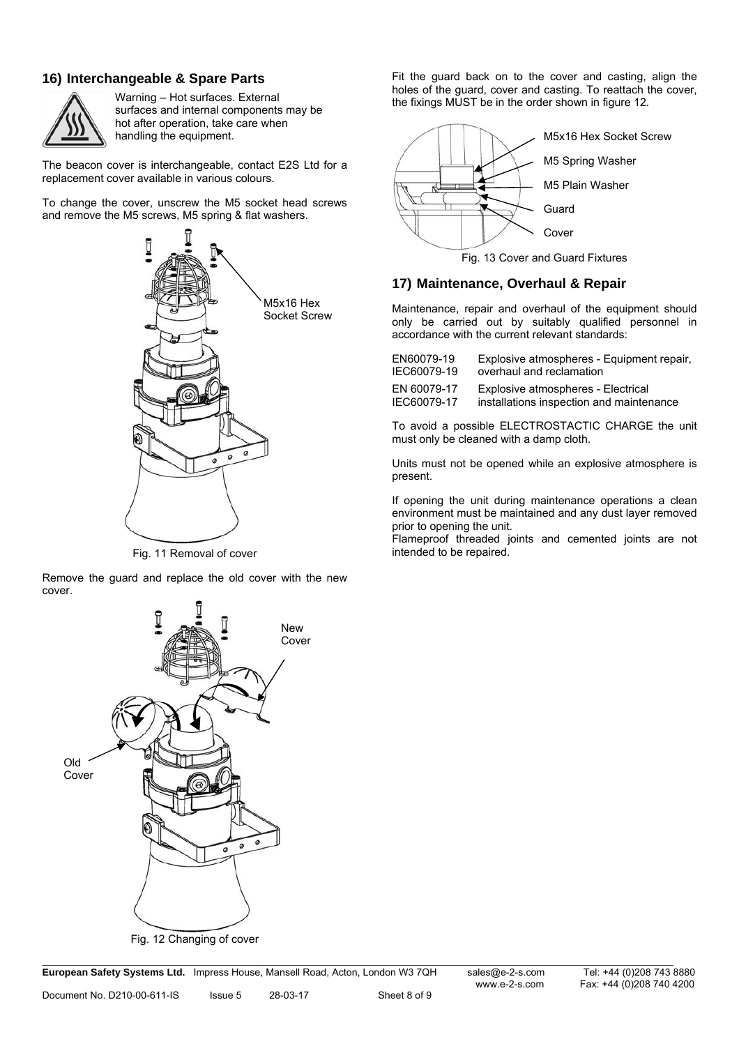## 16) Interchangeable & Spare Parts

Warning – Hot surfaces. External surfaces and internal components may be hot after operation, take care when handling the equipment.

The beacon cover is interchangeable, contact E2S Ltd for a replacement cover available in various colours.

To change the cover, unscrew the M5 socket head screws and remove the M5 screws, M5 spring & flat washers.

M5x16 Hex Socket Screw

Fig. 11 Removal of cover

Remove the guard and replace the old cover with the new cover.

New Cover

Old Cover

Fig. 12 Changing of cover

Fit the guard back on to the cover and casting, align the holes of the guard, cover and casting. To reattach the cover, the fixings MUST be in the order shown in figure 12.

M5x16 Hex Socket Screw

M5 Spring Washer

M5 Plain Washer

Guard

Cover

Fig. 13 Cover and Guard Fixtures

## 17) Maintenance, Overhaul & Repair

Maintenance, repair and overhaul of the equipment should only be carried out by suitably qualified personnel in accordance with the current relevant standards:

| | |
|---|---|
| EN60079-19<br>IEC60079-19 | Explosive atmospheres - Equipment repair, overhaul and reclamation |
| EN 60079-17<br>IEC60079-17 | Explosive atmospheres - Electrical installations inspection and maintenance |

To avoid a possible ELECTROSTACTIC CHARGE the unit must only be cleaned with a damp cloth.

Units must not be opened while an explosive atmosphere is present.

If opening the unit during maintenance operations a clean environment must be maintained and any dust layer removed prior to opening the unit.

Flameproof threaded joints and cemented joints are not intended to be repaired.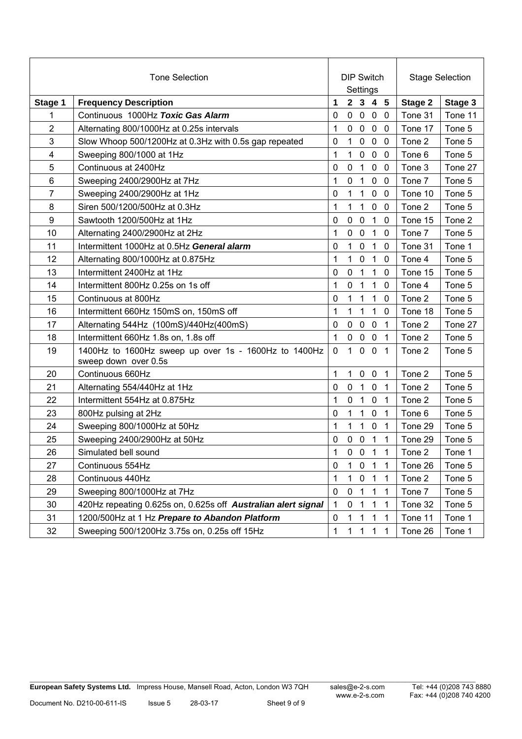| Tone Selection | | DIP Switch Settings | | | | | Stage Selection | |
|---|---|---|---|---|---|---|---|---|
| **Stage 1** | **Frequency Description** | **1** | **2** | **3** | **4** | **5** | **Stage 2** | **Stage 3** |
| 1 | Continuous 1000Hz ***Toxic Gas Alarm*** | 0 | 0 | 0 | 0 | 0 | Tone 31 | Tone 11 |
| 2 | Alternating 800/1000Hz at 0.25s intervals | 1 | 0 | 0 | 0 | 0 | Tone 17 | Tone 5 |
| 3 | Slow Whoop 500/1200Hz at 0.3Hz with 0.5s gap repeated | 0 | 1 | 0 | 0 | 0 | Tone 2 | Tone 5 |
| 4 | Sweeping 800/1000 at 1Hz | 1 | 1 | 0 | 0 | 0 | Tone 6 | Tone 5 |
| 5 | Continuous at 2400Hz | 0 | 0 | 1 | 0 | 0 | Tone 3 | Tone 27 |
| 6 | Sweeping 2400/2900Hz at 7Hz | 1 | 0 | 1 | 0 | 0 | Tone 7 | Tone 5 |
| 7 | Sweeping 2400/2900Hz at 1Hz | 0 | 1 | 1 | 0 | 0 | Tone 10 | Tone 5 |
| 8 | Siren 500/1200/500Hz at 0.3Hz | 1 | 1 | 1 | 0 | 0 | Tone 2 | Tone 5 |
| 9 | Sawtooth 1200/500Hz at 1Hz | 0 | 0 | 0 | 1 | 0 | Tone 15 | Tone 2 |
| 10 | Alternating 2400/2900Hz at 2Hz | 1 | 0 | 0 | 1 | 0 | Tone 7 | Tone 5 |
| 11 | Intermittent 1000Hz at 0.5Hz ***General alarm*** | 0 | 1 | 0 | 1 | 0 | Tone 31 | Tone 1 |
| 12 | Alternating 800/1000Hz at 0.875Hz | 1 | 1 | 0 | 1 | 0 | Tone 4 | Tone 5 |
| 13 | Intermittent 2400Hz at 1Hz | 0 | 0 | 1 | 1 | 0 | Tone 15 | Tone 5 |
| 14 | Intermittent 800Hz 0.25s on 1s off | 1 | 0 | 1 | 1 | 0 | Tone 4 | Tone 5 |
| 15 | Continuous at 800Hz | 0 | 1 | 1 | 1 | 0 | Tone 2 | Tone 5 |
| 16 | Intermittent 660Hz 150mS on, 150mS off | 1 | 1 | 1 | 1 | 0 | Tone 18 | Tone 5 |
| 17 | Alternating 544Hz (100mS)/440Hz(400mS) | 0 | 0 | 0 | 0 | 1 | Tone 2 | Tone 27 |
| 18 | Intermittent 660Hz 1.8s on, 1.8s off | 1 | 0 | 0 | 0 | 1 | Tone 2 | Tone 5 |
| 19 | 1400Hz to 1600Hz sweep up over 1s - 1600Hz to 1400Hz sweep down over 0.5s | 0 | 1 | 0 | 0 | 1 | Tone 2 | Tone 5 |
| 20 | Continuous 660Hz | 1 | 1 | 0 | 0 | 1 | Tone 2 | Tone 5 |
| 21 | Alternating 554/440Hz at 1Hz | 0 | 0 | 1 | 0 | 1 | Tone 2 | Tone 5 |
| 22 | Intermittent 554Hz at 0.875Hz | 1 | 0 | 1 | 0 | 1 | Tone 2 | Tone 5 |
| 23 | 800Hz pulsing at 2Hz | 0 | 1 | 1 | 0 | 1 | Tone 6 | Tone 5 |
| 24 | Sweeping 800/1000Hz at 50Hz | 1 | 1 | 1 | 0 | 1 | Tone 29 | Tone 5 |
| 25 | Sweeping 2400/2900Hz at 50Hz | 0 | 0 | 0 | 1 | 1 | Tone 29 | Tone 5 |
| 26 | Simulated bell sound | 1 | 0 | 0 | 1 | 1 | Tone 2 | Tone 1 |
| 27 | Continuous 554Hz | 0 | 1 | 0 | 1 | 1 | Tone 26 | Tone 5 |
| 28 | Continuous 440Hz | 1 | 1 | 0 | 1 | 1 | Tone 2 | Tone 5 |
| 29 | Sweeping 800/1000Hz at 7Hz | 0 | 0 | 1 | 1 | 1 | Tone 7 | Tone 5 |
| 30 | 420Hz repeating 0.625s on, 0.625s off ***Australian alert signal*** | 1 | 0 | 1 | 1 | 1 | Tone 32 | Tone 5 |
| 31 | 1200/500Hz at 1 Hz ***Prepare to Abandon Platform*** | 0 | 1 | 1 | 1 | 1 | Tone 11 | Tone 1 |
| 32 | Sweeping 500/1200Hz 3.75s on, 0.25s off 15Hz | 1 | 1 | 1 | 1 | 1 | Tone 26 | Tone 1 |